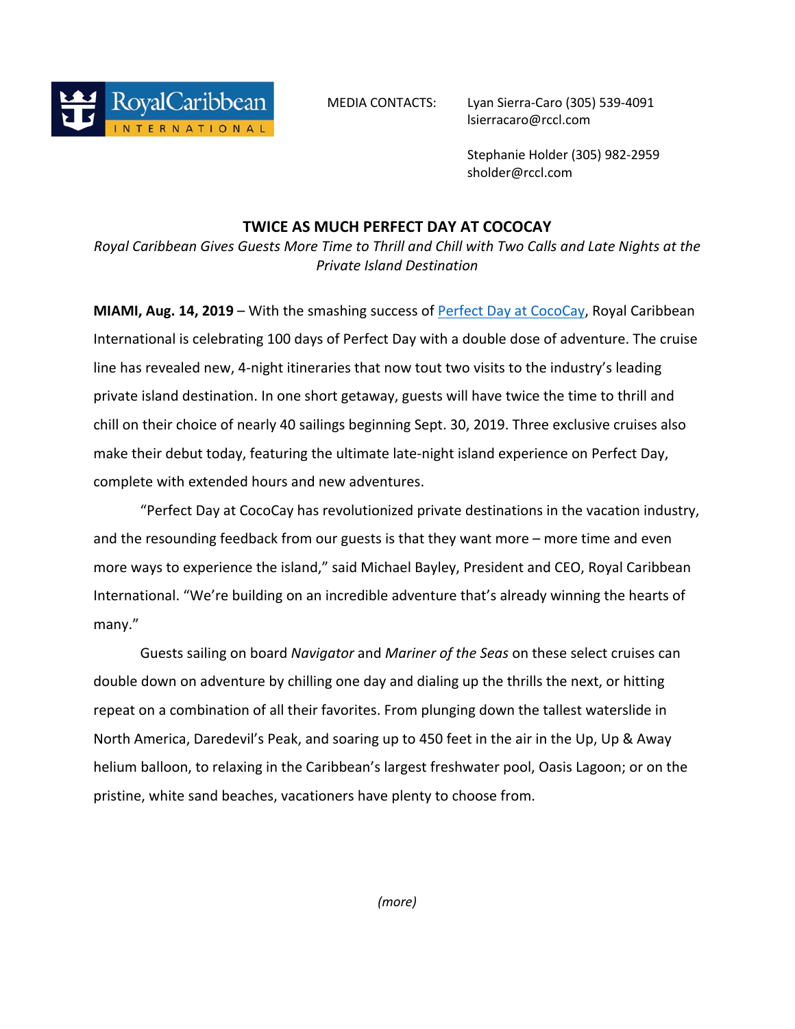MEDIA CONTACTS: Lyan Sierra-Caro (305) 539-4091
lsierracaro@rccl.com

Stephanie Holder (305) 982-2959
sholder@rccl.com

# TWICE AS MUCH PERFECT DAY AT COCOCAY

*Royal Caribbean Gives Guests More Time to Thrill and Chill with Two Calls and Late Nights at the Private Island Destination*

**MIAMI, Aug. 14, 2019** – With the smashing success of Perfect Day at CocoCay, Royal Caribbean International is celebrating 100 days of Perfect Day with a double dose of adventure. The cruise line has revealed new, 4-night itineraries that now tout two visits to the industry's leading private island destination. In one short getaway, guests will have twice the time to thrill and chill on their choice of nearly 40 sailings beginning Sept. 30, 2019. Three exclusive cruises also make their debut today, featuring the ultimate late-night island experience on Perfect Day, complete with extended hours and new adventures.

"Perfect Day at CocoCay has revolutionized private destinations in the vacation industry, and the resounding feedback from our guests is that they want more – more time and even more ways to experience the island," said Michael Bayley, President and CEO, Royal Caribbean International. "We're building on an incredible adventure that's already winning the hearts of many."

Guests sailing on board *Navigator* and *Mariner of the Seas* on these select cruises can double down on adventure by chilling one day and dialing up the thrills the next, or hitting repeat on a combination of all their favorites. From plunging down the tallest waterslide in North America, Daredevil's Peak, and soaring up to 450 feet in the air in the Up, Up & Away helium balloon, to relaxing in the Caribbean's largest freshwater pool, Oasis Lagoon; or on the pristine, white sand beaches, vacationers have plenty to choose from.

*(more)*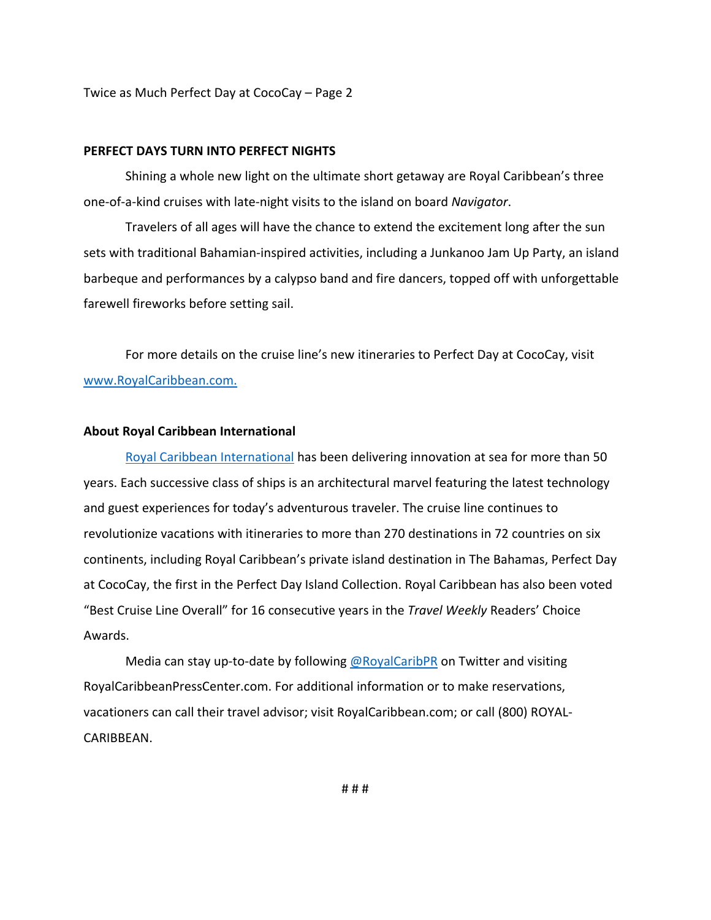**PERFECT DAYS TURN INTO PERFECT NIGHTS**

Shining a whole new light on the ultimate short getaway are Royal Caribbean's three one-of-a-kind cruises with late-night visits to the island on board *Navigator*.

Travelers of all ages will have the chance to extend the excitement long after the sun sets with traditional Bahamian-inspired activities, including a Junkanoo Jam Up Party, an island barbeque and performances by a calypso band and fire dancers, topped off with unforgettable farewell fireworks before setting sail.

For more details on the cruise line's new itineraries to Perfect Day at CocoCay, visit [www.RoyalCaribbean.com.](www.RoyalCaribbean.com)

**About Royal Caribbean International**

[Royal Caribbean International](Royal Caribbean International) has been delivering innovation at sea for more than 50 years. Each successive class of ships is an architectural marvel featuring the latest technology and guest experiences for today's adventurous traveler. The cruise line continues to revolutionize vacations with itineraries to more than 270 destinations in 72 countries on six continents, including Royal Caribbean's private island destination in The Bahamas, Perfect Day at CocoCay, the first in the Perfect Day Island Collection. Royal Caribbean has also been voted "Best Cruise Line Overall" for 16 consecutive years in the *Travel Weekly* Readers' Choice Awards.

Media can stay up-to-date by following [@RoyalCaribPR](@RoyalCaribPR) on Twitter and visiting RoyalCaribbeanPressCenter.com. For additional information or to make reservations, vacationers can call their travel advisor; visit RoyalCaribbean.com; or call (800) ROYAL-CARIBBEAN.

# # #